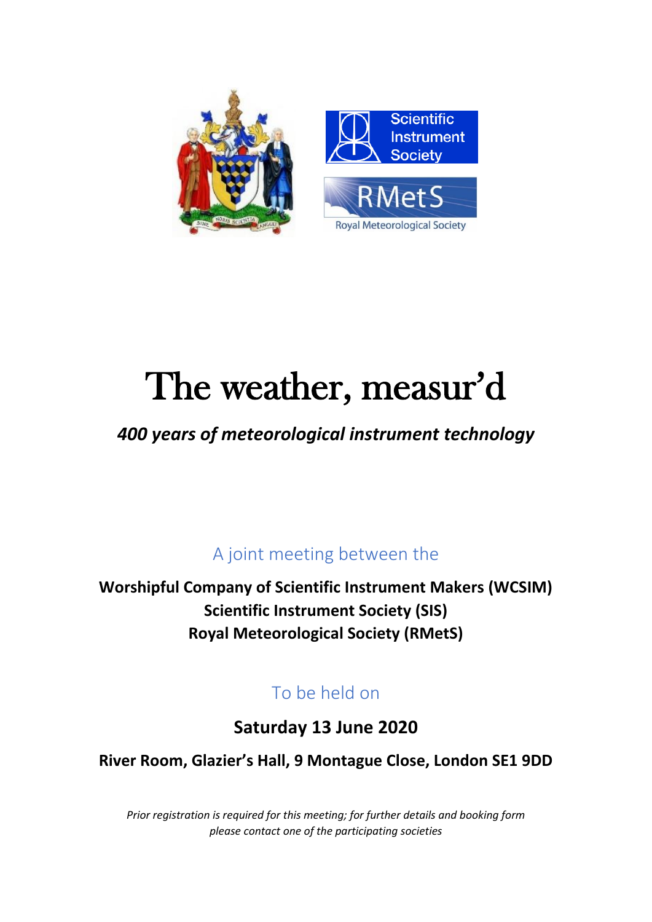# The weather, measur'd

***400 years of meteorological instrument technology***

A joint meeting between the

**Worshipful Company of Scientific Instrument Makers (WCSIM)**
**Scientific Instrument Society (SIS)**
**Royal Meteorological Society (RMetS)**

To be held on

**Saturday 13 June 2020**

**River Room, Glazier's Hall, 9 Montague Close, London SE1 9DD**

*Prior registration is required for this meeting; for further details and booking form please contact one of the participating societies*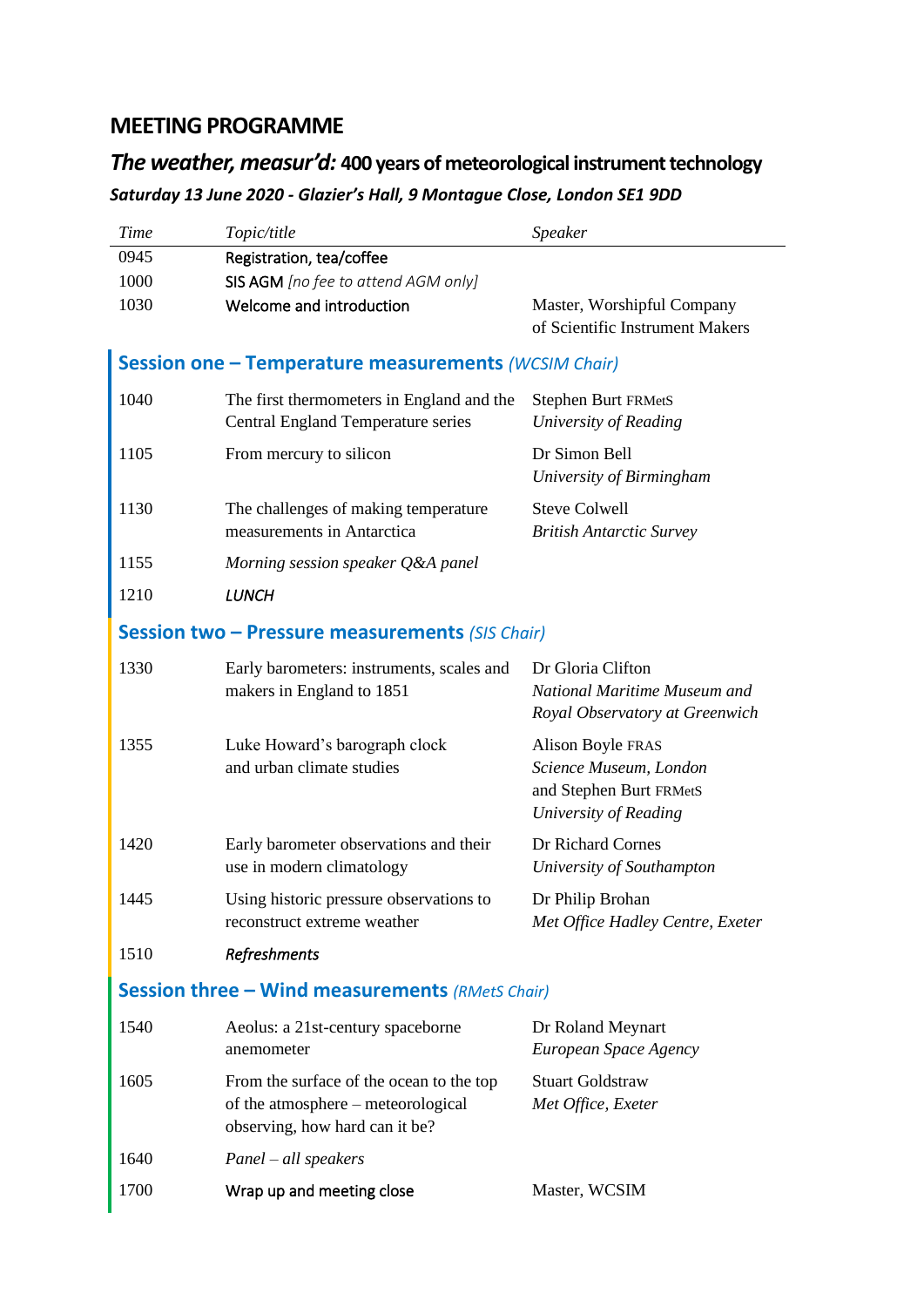## MEETING PROGRAMME

### *The weather, measur'd:* 400 years of meteorological instrument technology

***Saturday 13 June 2020 - Glazier's Hall, 9 Montague Close, London SE1 9DD***

| *Time* | *Topic/title* | *Speaker* |
|---|---|---|
| 0945 | Registration, tea/coffee | |
| 1000 | SIS AGM *[no fee to attend AGM only]* | |
| 1030 | Welcome and introduction | Master, Worshipful Company of Scientific Instrument Makers |

#### Session one – Temperature measurements *(WCSIM Chair)*

| *Time* | *Topic/title* | *Speaker* |
|---|---|---|
| 1040 | The first thermometers in England and the Central England Temperature series | Stephen Burt FRMetS *University of Reading* |
| 1105 | From mercury to silicon | Dr Simon Bell *University of Birmingham* |
| 1130 | The challenges of making temperature measurements in Antarctica | Steve Colwell *British Antarctic Survey* |
| 1155 | *Morning session speaker Q&A panel* | |
| 1210 | *LUNCH* | |

#### Session two – Pressure measurements *(SIS Chair)*

| *Time* | *Topic/title* | *Speaker* |
|---|---|---|
| 1330 | Early barometers: instruments, scales and makers in England to 1851 | Dr Gloria Clifton *National Maritime Museum and Royal Observatory at Greenwich* |
| 1355 | Luke Howard's barograph clock and urban climate studies | Alison Boyle FRAS *Science Museum, London* and Stephen Burt FRMetS *University of Reading* |
| 1420 | Early barometer observations and their use in modern climatology | Dr Richard Cornes *University of Southampton* |
| 1445 | Using historic pressure observations to reconstruct extreme weather | Dr Philip Brohan *Met Office Hadley Centre, Exeter* |
| 1510 | *Refreshments* | |

#### Session three – Wind measurements *(RMetS Chair)*

| *Time* | *Topic/title* | *Speaker* |
|---|---|---|
| 1540 | Aeolus: a 21st-century spaceborne anemometer | Dr Roland Meynart *European Space Agency* |
| 1605 | From the surface of the ocean to the top of the atmosphere – meteorological observing, how hard can it be? | Stuart Goldstraw *Met Office, Exeter* |
| 1640 | *Panel – all speakers* | |
| 1700 | Wrap up and meeting close | Master, WCSIM |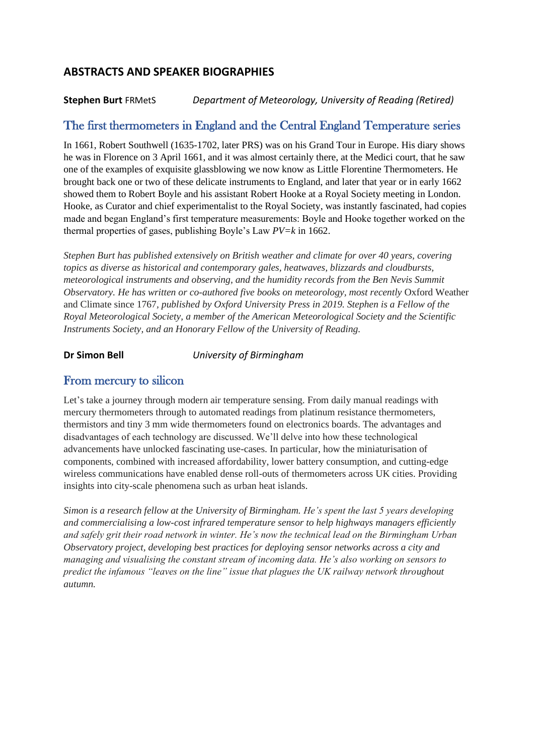## ABSTRACTS AND SPEAKER BIOGRAPHIES

**Stephen Burt** FRMetS *Department of Meteorology, University of Reading (Retired)*

### The first thermometers in England and the Central England Temperature series

In 1661, Robert Southwell (1635-1702, later PRS) was on his Grand Tour in Europe. His diary shows he was in Florence on 3 April 1661, and it was almost certainly there, at the Medici court, that he saw one of the examples of exquisite glassblowing we now know as Little Florentine Thermometers. He brought back one or two of these delicate instruments to England, and later that year or in early 1662 showed them to Robert Boyle and his assistant Robert Hooke at a Royal Society meeting in London. Hooke, as Curator and chief experimentalist to the Royal Society, was instantly fascinated, had copies made and began England's first temperature measurements: Boyle and Hooke together worked on the thermal properties of gases, publishing Boyle's Law $PV=k$ in 1662.

*Stephen Burt has published extensively on British weather and climate for over 40 years, covering topics as diverse as historical and contemporary gales, heatwaves, blizzards and cloudbursts, meteorological instruments and observing, and the humidity records from the Ben Nevis Summit Observatory. He has written or co-authored five books on meteorology, most recently* Oxford Weather and Climate since 1767*, published by Oxford University Press in 2019. Stephen is a Fellow of the Royal Meteorological Society, a member of the American Meteorological Society and the Scientific Instruments Society, and an Honorary Fellow of the University of Reading.*

**Dr Simon Bell** *University of Birmingham*

### From mercury to silicon

Let's take a journey through modern air temperature sensing. From daily manual readings with mercury thermometers through to automated readings from platinum resistance thermometers, thermistors and tiny 3 mm wide thermometers found on electronics boards. The advantages and disadvantages of each technology are discussed. We'll delve into how these technological advancements have unlocked fascinating use-cases. In particular, how the miniaturisation of components, combined with increased affordability, lower battery consumption, and cutting-edge wireless communications have enabled dense roll-outs of thermometers across UK cities. Providing insights into city-scale phenomena such as urban heat islands.

*Simon is a research fellow at the University of Birmingham. He's spent the last 5 years developing and commercialising a low-cost infrared temperature sensor to help highways managers efficiently and safely grit their road network in winter. He's now the technical lead on the Birmingham Urban Observatory project, developing best practices for deploying sensor networks across a city and managing and visualising the constant stream of incoming data. He's also working on sensors to predict the infamous "leaves on the line" issue that plagues the UK railway network throughout autumn.*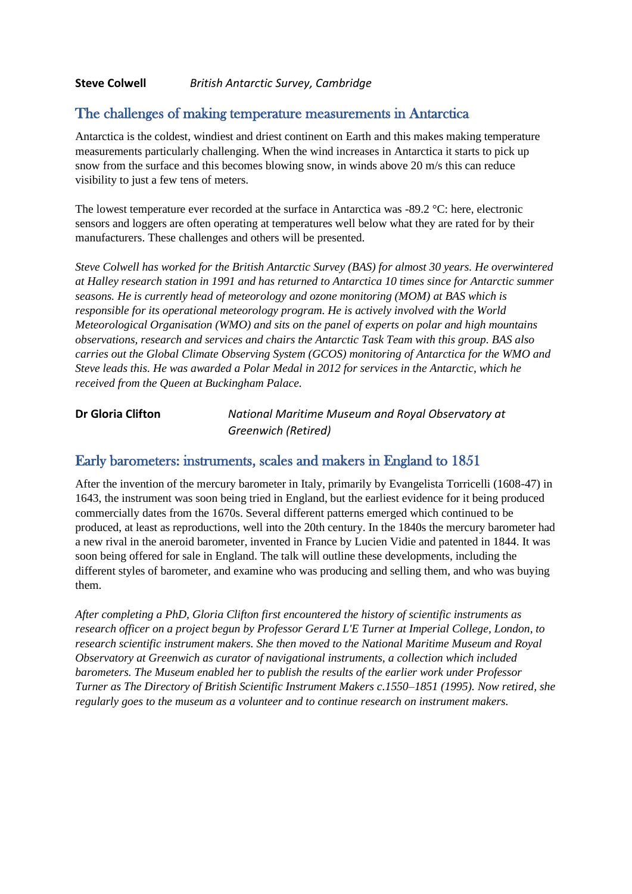**Steve Colwell** *British Antarctic Survey, Cambridge*

## The challenges of making temperature measurements in Antarctica

Antarctica is the coldest, windiest and driest continent on Earth and this makes making temperature measurements particularly challenging. When the wind increases in Antarctica it starts to pick up snow from the surface and this becomes blowing snow, in winds above 20 m/s this can reduce visibility to just a few tens of meters.

The lowest temperature ever recorded at the surface in Antarctica was -89.2 °C: here, electronic sensors and loggers are often operating at temperatures well below what they are rated for by their manufacturers. These challenges and others will be presented.

*Steve Colwell has worked for the British Antarctic Survey (BAS) for almost 30 years. He overwintered at Halley research station in 1991 and has returned to Antarctica 10 times since for Antarctic summer seasons. He is currently head of meteorology and ozone monitoring (MOM) at BAS which is responsible for its operational meteorology program. He is actively involved with the World Meteorological Organisation (WMO) and sits on the panel of experts on polar and high mountains observations, research and services and chairs the Antarctic Task Team with this group. BAS also carries out the Global Climate Observing System (GCOS) monitoring of Antarctica for the WMO and Steve leads this. He was awarded a Polar Medal in 2012 for services in the Antarctic, which he received from the Queen at Buckingham Palace.*

**Dr Gloria Clifton** *National Maritime Museum and Royal Observatory at Greenwich (Retired)*

## Early barometers: instruments, scales and makers in England to 1851

After the invention of the mercury barometer in Italy, primarily by Evangelista Torricelli (1608-47) in 1643, the instrument was soon being tried in England, but the earliest evidence for it being produced commercially dates from the 1670s. Several different patterns emerged which continued to be produced, at least as reproductions, well into the 20th century. In the 1840s the mercury barometer had a new rival in the aneroid barometer, invented in France by Lucien Vidie and patented in 1844. It was soon being offered for sale in England. The talk will outline these developments, including the different styles of barometer, and examine who was producing and selling them, and who was buying them.

*After completing a PhD, Gloria Clifton first encountered the history of scientific instruments as research officer on a project begun by Professor Gerard L'E Turner at Imperial College, London, to research scientific instrument makers. She then moved to the National Maritime Museum and Royal Observatory at Greenwich as curator of navigational instruments, a collection which included barometers. The Museum enabled her to publish the results of the earlier work under Professor Turner as The Directory of British Scientific Instrument Makers c.1550–1851 (1995). Now retired, she regularly goes to the museum as a volunteer and to continue research on instrument makers.*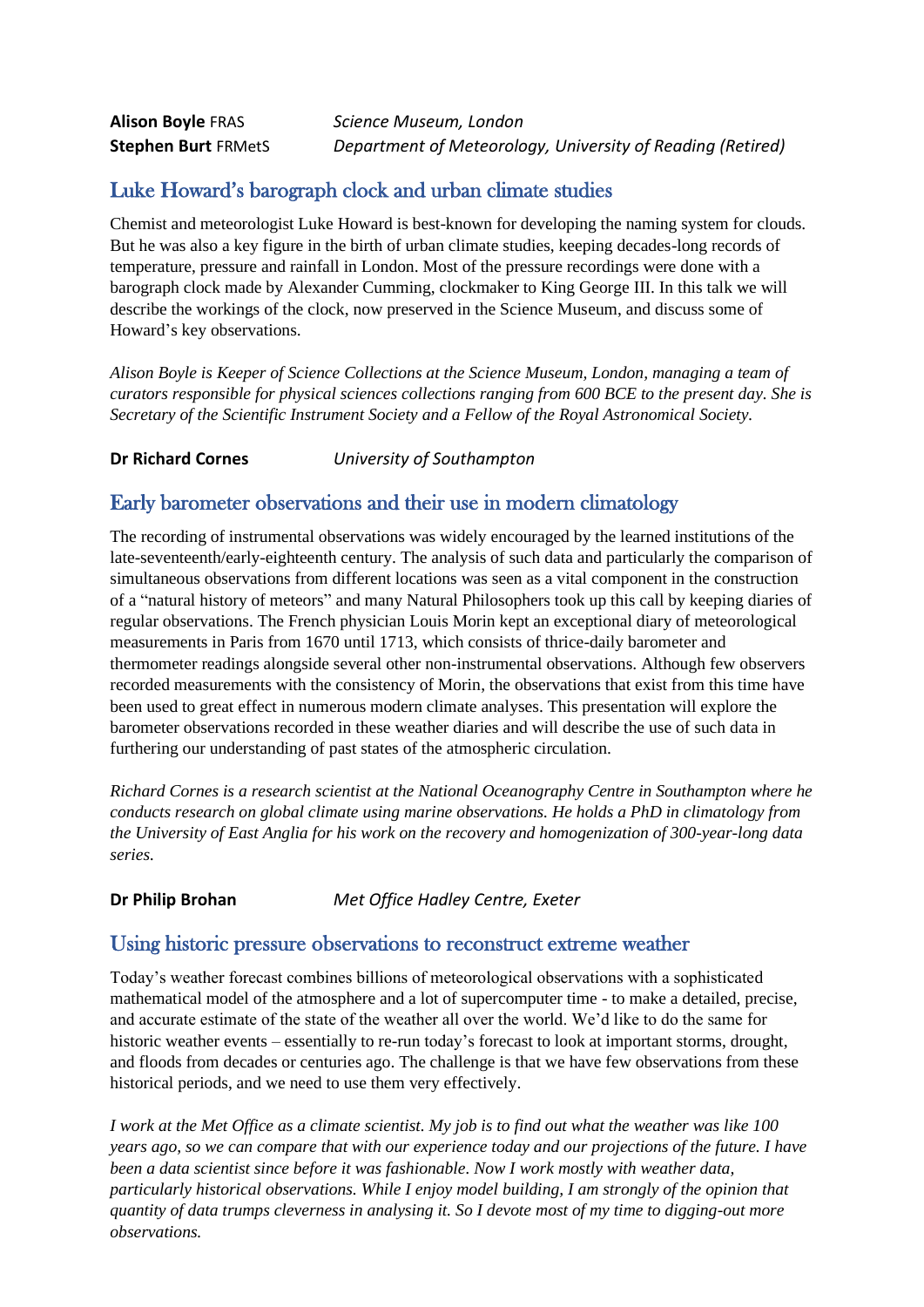**Alison Boyle** FRAS *Science Museum, London*
**Stephen Burt** FRMetS *Department of Meteorology, University of Reading (Retired)*

## Luke Howard's barograph clock and urban climate studies

Chemist and meteorologist Luke Howard is best-known for developing the naming system for clouds. But he was also a key figure in the birth of urban climate studies, keeping decades-long records of temperature, pressure and rainfall in London. Most of the pressure recordings were done with a barograph clock made by Alexander Cumming, clockmaker to King George III. In this talk we will describe the workings of the clock, now preserved in the Science Museum, and discuss some of Howard's key observations.

*Alison Boyle is Keeper of Science Collections at the Science Museum, London, managing a team of curators responsible for physical sciences collections ranging from 600 BCE to the present day. She is Secretary of the Scientific Instrument Society and a Fellow of the Royal Astronomical Society.*

**Dr Richard Cornes** *University of Southampton*

## Early barometer observations and their use in modern climatology

The recording of instrumental observations was widely encouraged by the learned institutions of the late-seventeenth/early-eighteenth century. The analysis of such data and particularly the comparison of simultaneous observations from different locations was seen as a vital component in the construction of a "natural history of meteors" and many Natural Philosophers took up this call by keeping diaries of regular observations. The French physician Louis Morin kept an exceptional diary of meteorological measurements in Paris from 1670 until 1713, which consists of thrice-daily barometer and thermometer readings alongside several other non-instrumental observations. Although few observers recorded measurements with the consistency of Morin, the observations that exist from this time have been used to great effect in numerous modern climate analyses. This presentation will explore the barometer observations recorded in these weather diaries and will describe the use of such data in furthering our understanding of past states of the atmospheric circulation.

*Richard Cornes is a research scientist at the National Oceanography Centre in Southampton where he conducts research on global climate using marine observations. He holds a PhD in climatology from the University of East Anglia for his work on the recovery and homogenization of 300-year-long data series.*

**Dr Philip Brohan** *Met Office Hadley Centre, Exeter*

## Using historic pressure observations to reconstruct extreme weather

Today's weather forecast combines billions of meteorological observations with a sophisticated mathematical model of the atmosphere and a lot of supercomputer time - to make a detailed, precise, and accurate estimate of the state of the weather all over the world. We'd like to do the same for historic weather events – essentially to re-run today's forecast to look at important storms, drought, and floods from decades or centuries ago. The challenge is that we have few observations from these historical periods, and we need to use them very effectively.

*I work at the Met Office as a climate scientist. My job is to find out what the weather was like 100 years ago, so we can compare that with our experience today and our projections of the future. I have been a data scientist since before it was fashionable. Now I work mostly with weather data, particularly historical observations. While I enjoy model building, I am strongly of the opinion that quantity of data trumps cleverness in analysing it. So I devote most of my time to digging-out more observations.*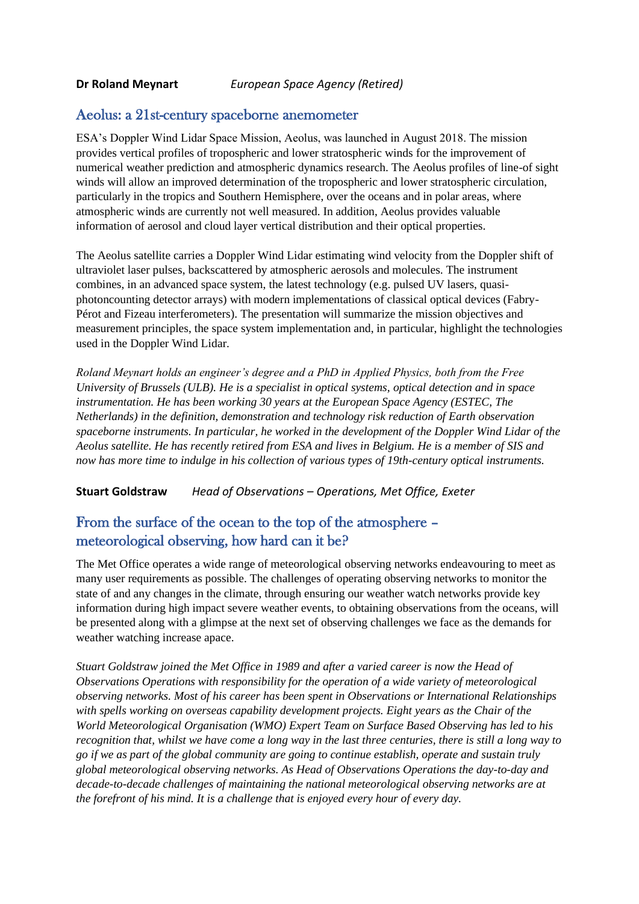**Dr Roland Meynart** *European Space Agency (Retired)*

## Aeolus: a 21st-century spaceborne anemometer

ESA's Doppler Wind Lidar Space Mission, Aeolus, was launched in August 2018. The mission provides vertical profiles of tropospheric and lower stratospheric winds for the improvement of numerical weather prediction and atmospheric dynamics research. The Aeolus profiles of line-of sight winds will allow an improved determination of the tropospheric and lower stratospheric circulation, particularly in the tropics and Southern Hemisphere, over the oceans and in polar areas, where atmospheric winds are currently not well measured. In addition, Aeolus provides valuable information of aerosol and cloud layer vertical distribution and their optical properties.

The Aeolus satellite carries a Doppler Wind Lidar estimating wind velocity from the Doppler shift of ultraviolet laser pulses, backscattered by atmospheric aerosols and molecules. The instrument combines, in an advanced space system, the latest technology (e.g. pulsed UV lasers, quasi-photoncounting detector arrays) with modern implementations of classical optical devices (Fabry-Pérot and Fizeau interferometers). The presentation will summarize the mission objectives and measurement principles, the space system implementation and, in particular, highlight the technologies used in the Doppler Wind Lidar.

*Roland Meynart holds an engineer's degree and a PhD in Applied Physics, both from the Free University of Brussels (ULB). He is a specialist in optical systems, optical detection and in space instrumentation. He has been working 30 years at the European Space Agency (ESTEC, The Netherlands) in the definition, demonstration and technology risk reduction of Earth observation spaceborne instruments. In particular, he worked in the development of the Doppler Wind Lidar of the Aeolus satellite. He has recently retired from ESA and lives in Belgium. He is a member of SIS and now has more time to indulge in his collection of various types of 19th-century optical instruments.*

**Stuart Goldstraw** *Head of Observations – Operations, Met Office, Exeter*

## From the surface of the ocean to the top of the atmosphere – meteorological observing, how hard can it be?

The Met Office operates a wide range of meteorological observing networks endeavouring to meet as many user requirements as possible. The challenges of operating observing networks to monitor the state of and any changes in the climate, through ensuring our weather watch networks provide key information during high impact severe weather events, to obtaining observations from the oceans, will be presented along with a glimpse at the next set of observing challenges we face as the demands for weather watching increase apace.

*Stuart Goldstraw joined the Met Office in 1989 and after a varied career is now the Head of Observations Operations with responsibility for the operation of a wide variety of meteorological observing networks. Most of his career has been spent in Observations or International Relationships with spells working on overseas capability development projects. Eight years as the Chair of the World Meteorological Organisation (WMO) Expert Team on Surface Based Observing has led to his recognition that, whilst we have come a long way in the last three centuries, there is still a long way to go if we as part of the global community are going to continue establish, operate and sustain truly global meteorological observing networks. As Head of Observations Operations the day-to-day and decade-to-decade challenges of maintaining the national meteorological observing networks are at the forefront of his mind. It is a challenge that is enjoyed every hour of every day.*